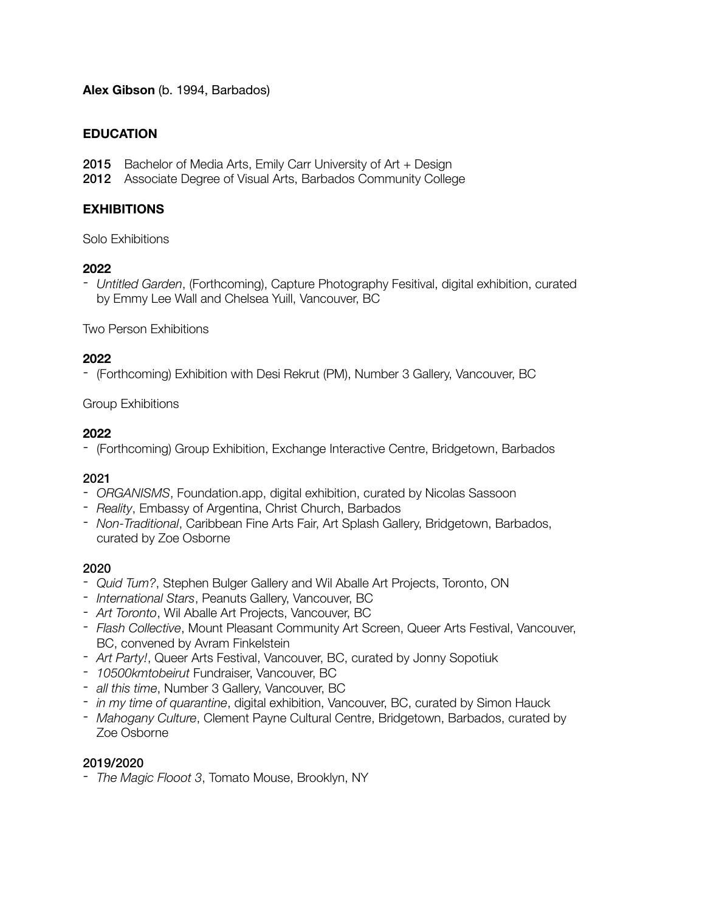**Alex Gibson** (b. 1994, Barbados)

## EDUCATION

**2015** Bachelor of Media Arts, Emily Carr University of Art + Design
**2012** Associate Degree of Visual Arts, Barbados Community College

## EXHIBITIONS

Solo Exhibitions

**2022**

- *Untitled Garden*, (Forthcoming), Capture Photography Fesitival, digital exhibition, curated by Emmy Lee Wall and Chelsea Yuill, Vancouver, BC

Two Person Exhibitions

**2022**

- (Forthcoming) Exhibition with Desi Rekrut (PM), Number 3 Gallery, Vancouver, BC

Group Exhibitions

**2022**

- (Forthcoming) Group Exhibition, Exchange Interactive Centre, Bridgetown, Barbados

**2021**

- *ORGANISMS*, Foundation.app, digital exhibition, curated by Nicolas Sassoon
- *Reality*, Embassy of Argentina, Christ Church, Barbados
- *Non-Traditional*, Caribbean Fine Arts Fair, Art Splash Gallery, Bridgetown, Barbados, curated by Zoe Osborne

**2020**

- *Quid Tum?*, Stephen Bulger Gallery and Wil Aballe Art Projects, Toronto, ON
- *International Stars*, Peanuts Gallery, Vancouver, BC
- *Art Toronto*, Wil Aballe Art Projects, Vancouver, BC
- *Flash Collective*, Mount Pleasant Community Art Screen, Queer Arts Festival, Vancouver, BC, convened by Avram Finkelstein
- *Art Party!*, Queer Arts Festival, Vancouver, BC, curated by Jonny Sopotiuk
- *10500kmtobeirut* Fundraiser, Vancouver, BC
- *all this time*, Number 3 Gallery, Vancouver, BC
- *in my time of quarantine*, digital exhibition, Vancouver, BC, curated by Simon Hauck
- *Mahogany Culture*, Clement Payne Cultural Centre, Bridgetown, Barbados, curated by Zoe Osborne

**2019/2020**

- *The Magic Flooot 3*, Tomato Mouse, Brooklyn, NY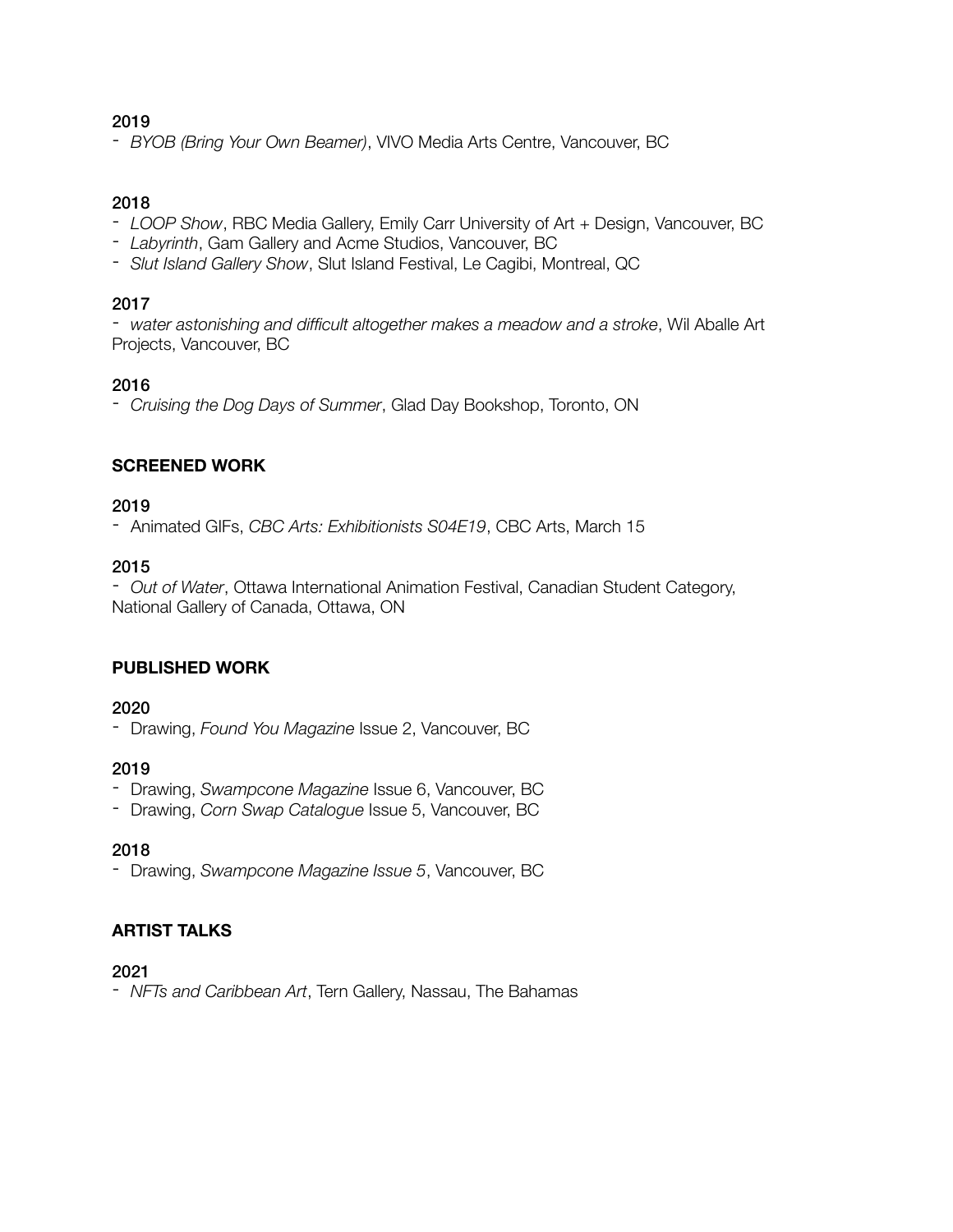**2019**

- *BYOB (Bring Your Own Beamer)*, VIVO Media Arts Centre, Vancouver, BC

**2018**

- *LOOP Show*, RBC Media Gallery, Emily Carr University of Art + Design, Vancouver, BC
- *Labyrinth*, Gam Gallery and Acme Studios, Vancouver, BC
- *Slut Island Gallery Show*, Slut Island Festival, Le Cagibi, Montreal, QC

**2017**

- *water astonishing and difficult altogether makes a meadow and a stroke*, Wil Aballe Art Projects, Vancouver, BC

**2016**

- *Cruising the Dog Days of Summer*, Glad Day Bookshop, Toronto, ON

## SCREENED WORK

**2019**

- Animated GIFs, *CBC Arts: Exhibitionists S04E19*, CBC Arts, March 15

**2015**

- *Out of Water*, Ottawa International Animation Festival, Canadian Student Category, National Gallery of Canada, Ottawa, ON

## PUBLISHED WORK

**2020**

- Drawing, *Found You Magazine* Issue 2, Vancouver, BC

**2019**

- Drawing, *Swampcone Magazine* Issue 6, Vancouver, BC
- Drawing, *Corn Swap Catalogue* Issue 5, Vancouver, BC

**2018**

- Drawing, *Swampcone Magazine Issue 5*, Vancouver, BC

## ARTIST TALKS

**2021**

- *NFTs and Caribbean Art*, Tern Gallery, Nassau, The Bahamas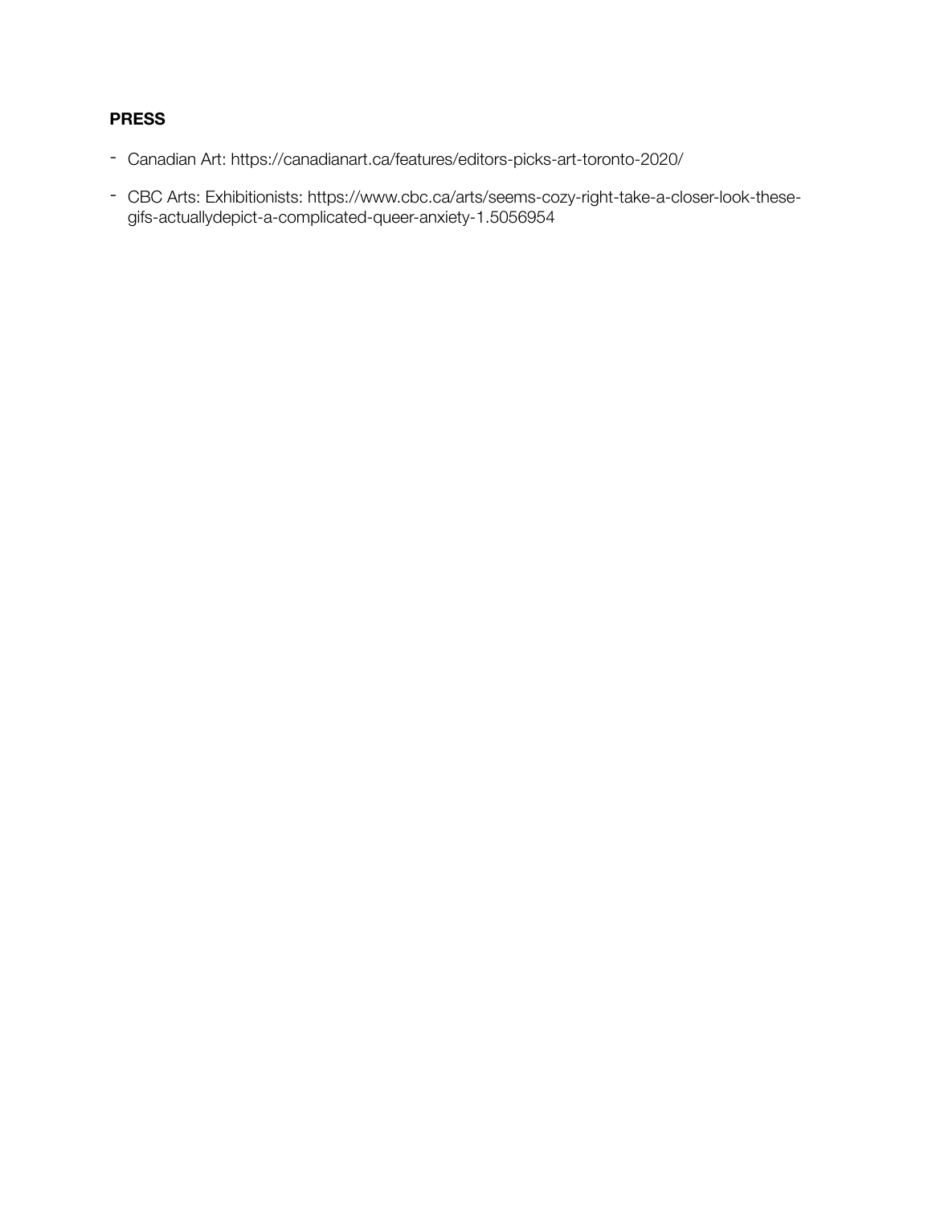**PRESS**

- Canadian Art: https://canadianart.ca/features/editors-picks-art-toronto-2020/
- CBC Arts: Exhibitionists: https://www.cbc.ca/arts/seems-cozy-right-take-a-closer-look-these-gifs-actuallydepict-a-complicated-queer-anxiety-1.5056954